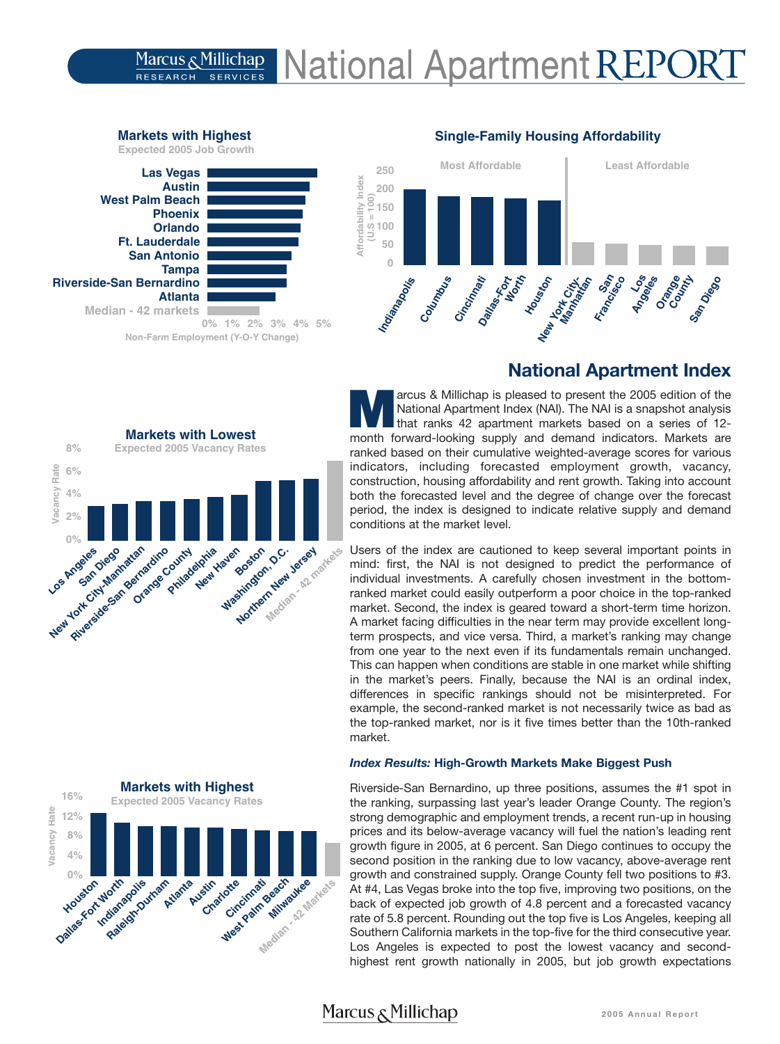# Marcus & Millichap Research Services — National Apartment REPORT

### Markets with Highest
Expected 2005 Job Growth

Las Vegas, Austin, West Palm Beach, Phoenix, Orlando, Ft. Lauderdale, San Antonio, Tampa, Riverside-San Bernardino, Atlanta, Median - 42 markets

0% 1% 2% 3% 4% 5%

Non-Farm Employment (Y-O-Y Change)

### Single-Family Housing Affordability

Most Affordable | Least Affordable

Affordability Index (U.S = 100)

Indianapolis, Columbus, Cincinnati, Dallas-Fort Worth, Houston, New York City-Manhattan, San Francisco, Los Angeles, Orange County, San Diego

### Markets with Lowest
Expected 2005 Vacancy Rates

Vacancy Rate

Los Angeles, San Diego, New York City-Manhattan, Riverside-San Bernardino, Orange County, Philadelphia, New Haven, Boston, Washington, D.C., Northern New Jersey, Median - 42 markets

### Markets with Highest
Expected 2005 Vacancy Rates

Vacancy Rate

Houston, Dallas-Fort Worth, Indianapolis, Raleigh-Durham, Atlanta, Austin, Charlotte, Cincinnati, West Palm Beach, Milwaukee, Median - 42 Markets

## National Apartment Index

Marcus & Millichap is pleased to present the 2005 edition of the National Apartment Index (NAI). The NAI is a snapshot analysis that ranks 42 apartment markets based on a series of 12-month forward-looking supply and demand indicators. Markets are ranked based on their cumulative weighted-average scores for various indicators, including forecasted employment growth, vacancy, construction, housing affordability and rent growth. Taking into account both the forecasted level and the degree of change over the forecast period, the index is designed to indicate relative supply and demand conditions at the market level.

Users of the index are cautioned to keep several important points in mind: first, the NAI is not designed to predict the performance of individual investments. A carefully chosen investment in the bottom-ranked market could easily outperform a poor choice in the top-ranked market. Second, the index is geared toward a short-term time horizon. A market facing difficulties in the near term may provide excellent long-term prospects, and vice versa. Third, a market's ranking may change from one year to the next even if its fundamentals remain unchanged. This can happen when conditions are stable in one market while shifting in the market's peers. Finally, because the NAI is an ordinal index, differences in specific rankings should not be misinterpreted. For example, the second-ranked market is not necessarily twice as bad as the top-ranked market, nor is it five times better than the 10th-ranked market.

### *Index Results:* High-Growth Markets Make Biggest Push

Riverside-San Bernardino, up three positions, assumes the #1 spot in the ranking, surpassing last year's leader Orange County. The region's strong demographic and employment trends, a recent run-up in housing prices and its below-average vacancy will fuel the nation's leading rent growth figure in 2005, at 6 percent. San Diego continues to occupy the second position in the ranking due to low vacancy, above-average rent growth and constrained supply. Orange County fell two positions to #3. At #4, Las Vegas broke into the top five, improving two positions, on the back of expected job growth of 4.8 percent and a forecasted vacancy rate of 5.8 percent. Rounding out the top five is Los Angeles, keeping all Southern California markets in the top-five for the third consecutive year. Los Angeles is expected to post the lowest vacancy and second-highest rent growth nationally in 2005, but job growth expectations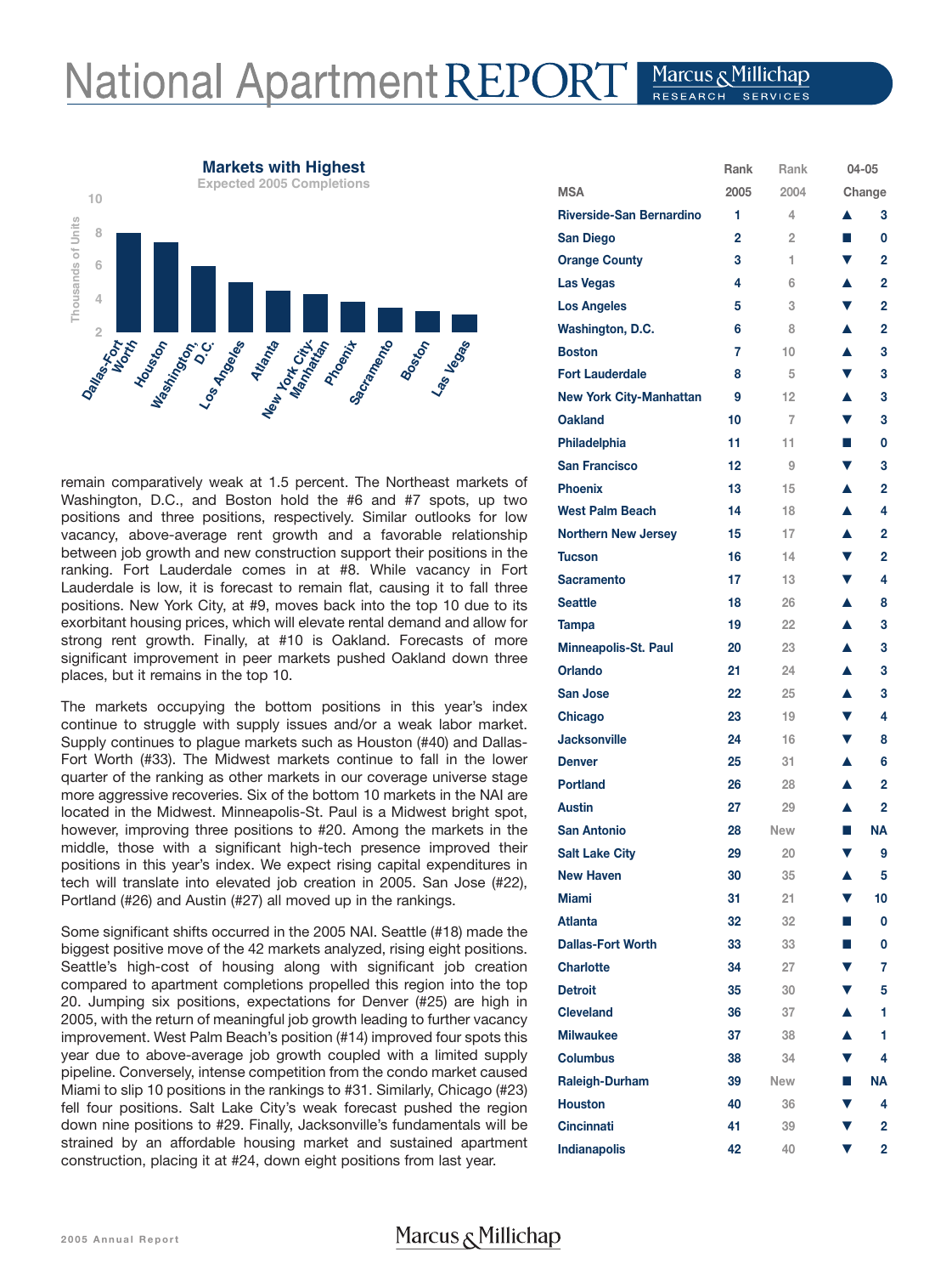# National Apartment REPORT

**Markets with Highest**
Expected 2005 Completions

Thousands of Units

10
8
6
4
2

Dallas-Fort Worth
Houston
Washington, D.C.
Los Angeles
Atlanta
New York City-Manhattan
Phoenix
Sacramento
Boston
Las Vegas

remain comparatively weak at 1.5 percent. The Northeast markets of Washington, D.C., and Boston hold the #6 and #7 spots, up two positions and three positions, respectively. Similar outlooks for low vacancy, above-average rent growth and a favorable relationship between job growth and new construction support their positions in the ranking. Fort Lauderdale comes in at #8. While vacancy in Fort Lauderdale is low, it is forecast to remain flat, causing it to fall three positions. New York City, at #9, moves back into the top 10 due to its exorbitant housing prices, which will elevate rental demand and allow for strong rent growth. Finally, at #10 is Oakland. Forecasts of more significant improvement in peer markets pushed Oakland down three places, but it remains in the top 10.

The markets occupying the bottom positions in this year's index continue to struggle with supply issues and/or a weak labor market. Supply continues to plague markets such as Houston (#40) and Dallas-Fort Worth (#33). The Midwest markets continue to fall in the lower quarter of the ranking as other markets in our coverage universe stage more aggressive recoveries. Six of the bottom 10 markets in the NAI are located in the Midwest. Minneapolis-St. Paul is a Midwest bright spot, however, improving three positions to #20. Among the markets in the middle, those with a significant high-tech presence improved their positions in this year's index. We expect rising capital expenditures in tech will translate into elevated job creation in 2005. San Jose (#22), Portland (#26) and Austin (#27) all moved up in the rankings.

Some significant shifts occurred in the 2005 NAI. Seattle (#18) made the biggest positive move of the 42 markets analyzed, rising eight positions. Seattle's high-cost of housing along with significant job creation compared to apartment completions propelled this region into the top 20. Jumping six positions, expectations for Denver (#25) are high in 2005, with the return of meaningful job growth leading to further vacancy improvement. West Palm Beach's position (#14) improved four spots this year due to above-average job growth coupled with a limited supply pipeline. Conversely, intense competition from the condo market caused Miami to slip 10 positions in the rankings to #31. Similarly, Chicago (#23) fell four positions. Salt Lake City's weak forecast pushed the region down nine positions to #29. Finally, Jacksonville's fundamentals will be strained by an affordable housing market and sustained apartment construction, placing it at #24, down eight positions from last year.

| MSA | Rank 2005 | Rank 2004 | 04-05 Change | |
|---|---|---|---|---|
| Riverside-San Bernardino | 1 | 4 | ▲ | 3 |
| San Diego | 2 | 2 | ■ | 0 |
| Orange County | 3 | 1 | ▼ | 2 |
| Las Vegas | 4 | 6 | ▲ | 2 |
| Los Angeles | 5 | 3 | ▼ | 2 |
| Washington, D.C. | 6 | 8 | ▲ | 2 |
| Boston | 7 | 10 | ▲ | 3 |
| Fort Lauderdale | 8 | 5 | ▼ | 3 |
| New York City-Manhattan | 9 | 12 | ▲ | 3 |
| Oakland | 10 | 7 | ▼ | 3 |
| Philadelphia | 11 | 11 | ■ | 0 |
| San Francisco | 12 | 9 | ▼ | 3 |
| Phoenix | 13 | 15 | ▲ | 2 |
| West Palm Beach | 14 | 18 | ▲ | 4 |
| Northern New Jersey | 15 | 17 | ▲ | 2 |
| Tucson | 16 | 14 | ▼ | 2 |
| Sacramento | 17 | 13 | ▼ | 4 |
| Seattle | 18 | 26 | ▲ | 8 |
| Tampa | 19 | 22 | ▲ | 3 |
| Minneapolis-St. Paul | 20 | 23 | ▲ | 3 |
| Orlando | 21 | 24 | ▲ | 3 |
| San Jose | 22 | 25 | ▲ | 3 |
| Chicago | 23 | 19 | ▼ | 4 |
| Jacksonville | 24 | 16 | ▼ | 8 |
| Denver | 25 | 31 | ▲ | 6 |
| Portland | 26 | 28 | ▲ | 2 |
| Austin | 27 | 29 | ▲ | 2 |
| San Antonio | 28 | New | ■ | NA |
| Salt Lake City | 29 | 20 | ▼ | 9 |
| New Haven | 30 | 35 | ▲ | 5 |
| Miami | 31 | 21 | ▼ | 10 |
| Atlanta | 32 | 32 | ■ | 0 |
| Dallas-Fort Worth | 33 | 33 | ■ | 0 |
| Charlotte | 34 | 27 | ▼ | 7 |
| Detroit | 35 | 30 | ▼ | 5 |
| Cleveland | 36 | 37 | ▲ | 1 |
| Milwaukee | 37 | 38 | ▲ | 1 |
| Columbus | 38 | 34 | ▼ | 4 |
| Raleigh-Durham | 39 | New | ■ | NA |
| Houston | 40 | 36 | ▼ | 4 |
| Cincinnati | 41 | 39 | ▼ | 2 |
| Indianapolis | 42 | 40 | ▼ | 2 |